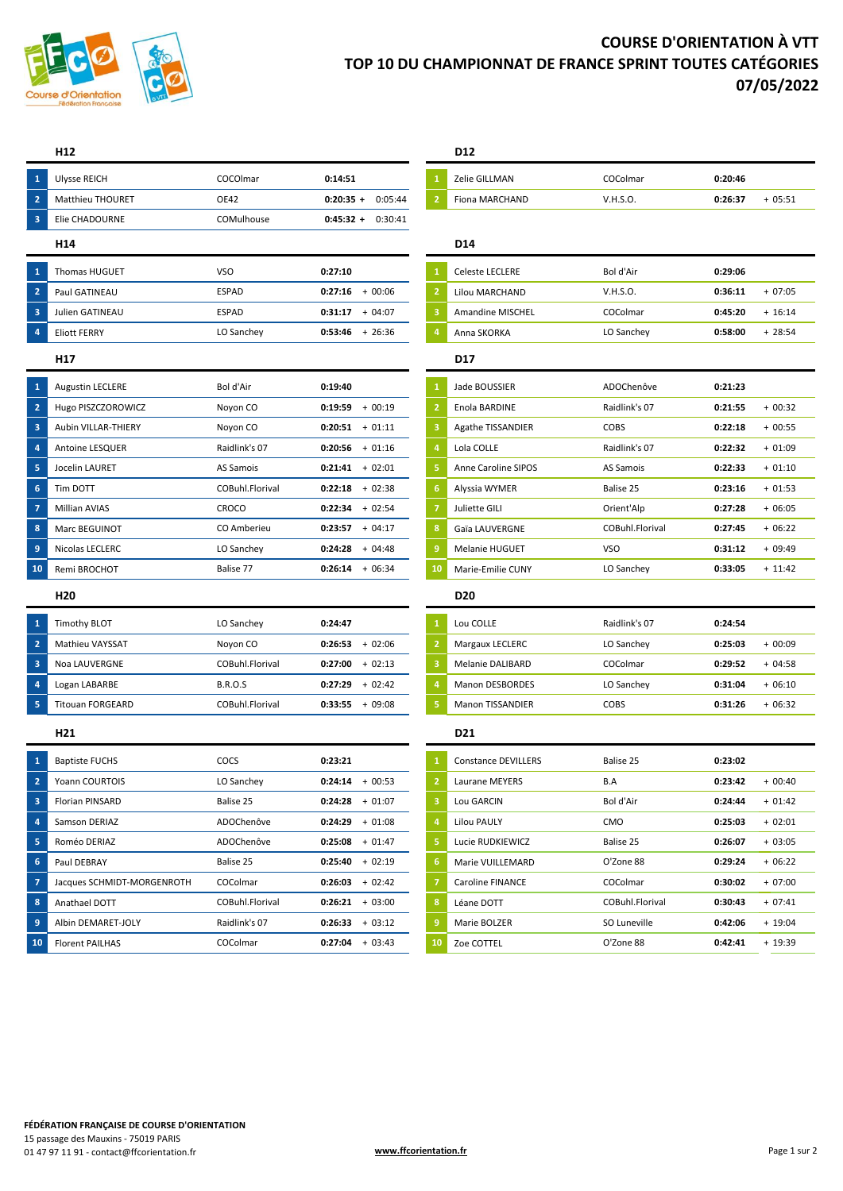# COURSE D'ORIENTATION À VTT
# TOP 10 DU CHAMPIONNAT DE FRANCE SPRINT TOUTES CATÉGORIES
# 07/05/2022

## H12

| | Nom | Club | Temps | Écart |
|---|---|---|---|---|
| 1 | Ulysse REICH | COCOlmar | **0:14:51** | |
| 2 | Matthieu THOURET | OE42 | **0:20:35** | + 0:05:44 |
| 3 | Elie CHADOURNE | COMulhouse | **0:45:32** | + 0:30:41 |

## D12

| | Nom | Club | Temps | Écart |
|---|---|---|---|---|
| 1 | Zelie GILLMAN | COColmar | **0:20:46** | |
| 2 | Fiona MARCHAND | V.H.S.O. | **0:26:37** | + 05:51 |

## H14

| | Nom | Club | Temps | Écart |
|---|---|---|---|---|
| 1 | Thomas HUGUET | VSO | **0:27:10** | |
| 2 | Paul GATINEAU | ESPAD | **0:27:16** | + 00:06 |
| 3 | Julien GATINEAU | ESPAD | **0:31:17** | + 04:07 |
| 4 | Eliott FERRY | LO Sanchey | **0:53:46** | + 26:36 |

## D14

| | Nom | Club | Temps | Écart |
|---|---|---|---|---|
| 1 | Celeste LECLERE | Bol d'Air | **0:29:06** | |
| 2 | Lilou MARCHAND | V.H.S.O. | **0:36:11** | + 07:05 |
| 3 | Amandine MISCHEL | COColmar | **0:45:20** | + 16:14 |
| 4 | Anna SKORKA | LO Sanchey | **0:58:00** | + 28:54 |

## H17

| | Nom | Club | Temps | Écart |
|---|---|---|---|---|
| 1 | Augustin LECLERE | Bol d'Air | **0:19:40** | |
| 2 | Hugo PISZCZOROWICZ | Noyon CO | **0:19:59** | + 00:19 |
| 3 | Aubin VILLAR-THIERY | Noyon CO | **0:20:51** | + 01:11 |
| 4 | Antoine LESQUER | Raidlink's 07 | **0:20:56** | + 01:16 |
| 5 | Jocelin LAURET | AS Samois | **0:21:41** | + 02:01 |
| 6 | Tim DOTT | COBuhl.Florival | **0:22:18** | + 02:38 |
| 7 | Millian AVIAS | CROCO | **0:22:34** | + 02:54 |
| 8 | Marc BEGUINOT | CO Amberieu | **0:23:57** | + 04:17 |
| 9 | Nicolas LECLERC | LO Sanchey | **0:24:28** | + 04:48 |
| 10 | Remi BROCHOT | Balise 77 | **0:26:14** | + 06:34 |

## D17

| | Nom | Club | Temps | Écart |
|---|---|---|---|---|
| 1 | Jade BOUSSIER | ADOChenôve | **0:21:23** | |
| 2 | Enola BARDINE | Raidlink's 07 | **0:21:55** | + 00:32 |
| 3 | Agathe TISSANDIER | COBS | **0:22:18** | + 00:55 |
| 4 | Lola COLLE | Raidlink's 07 | **0:22:32** | + 01:09 |
| 5 | Anne Caroline SIPOS | AS Samois | **0:22:33** | + 01:10 |
| 6 | Alyssia WYMER | Balise 25 | **0:23:16** | + 01:53 |
| 7 | Juliette GILI | Orient'Alp | **0:27:28** | + 06:05 |
| 8 | Gaïa LAUVERGNE | COBuhl.Florival | **0:27:45** | + 06:22 |
| 9 | Melanie HUGUET | VSO | **0:31:12** | + 09:49 |
| 10 | Marie-Emilie CUNY | LO Sanchey | **0:33:05** | + 11:42 |

## H20

| | Nom | Club | Temps | Écart |
|---|---|---|---|---|
| 1 | Timothy BLOT | LO Sanchey | **0:24:47** | |
| 2 | Mathieu VAYSSAT | Noyon CO | **0:26:53** | + 02:06 |
| 3 | Noa LAUVERGNE | COBuhl.Florival | **0:27:00** | + 02:13 |
| 4 | Logan LABARBE | B.R.O.S | **0:27:29** | + 02:42 |
| 5 | Titouan FORGEARD | COBuhl.Florival | **0:33:55** | + 09:08 |

## D20

| | Nom | Club | Temps | Écart |
|---|---|---|---|---|
| 1 | Lou COLLE | Raidlink's 07 | **0:24:54** | |
| 2 | Margaux LECLERC | LO Sanchey | **0:25:03** | + 00:09 |
| 3 | Melanie DALIBARD | COColmar | **0:29:52** | + 04:58 |
| 4 | Manon DESBORDES | LO Sanchey | **0:31:04** | + 06:10 |
| 5 | Manon TISSANDIER | COBS | **0:31:26** | + 06:32 |

## H21

| | Nom | Club | Temps | Écart |
|---|---|---|---|---|
| 1 | Baptiste FUCHS | COCS | **0:23:21** | |
| 2 | Yoann COURTOIS | LO Sanchey | **0:24:14** | + 00:53 |
| 3 | Florian PINSARD | Balise 25 | **0:24:28** | + 01:07 |
| 4 | Samson DERIAZ | ADOChenôve | **0:24:29** | + 01:08 |
| 5 | Roméo DERIAZ | ADOChenôve | **0:25:08** | + 01:47 |
| 6 | Paul DEBRAY | Balise 25 | **0:25:40** | + 02:19 |
| 7 | Jacques SCHMIDT-MORGENROTH | COColmar | **0:26:03** | + 02:42 |
| 8 | Anathael DOTT | COBuhl.Florival | **0:26:21** | + 03:00 |
| 9 | Albin DEMARET-JOLY | Raidlink's 07 | **0:26:33** | + 03:12 |
| 10 | Florent PAILHAS | COColmar | **0:27:04** | + 03:43 |

## D21

| | Nom | Club | Temps | Écart |
|---|---|---|---|---|
| 1 | Constance DEVILLERS | Balise 25 | **0:23:02** | |
| 2 | Laurane MEYERS | B.A | **0:23:42** | + 00:40 |
| 3 | Lou GARCIN | Bol d'Air | **0:24:44** | + 01:42 |
| 4 | Lilou PAULY | CMO | **0:25:03** | + 02:01 |
| 5 | Lucie RUDKIEWICZ | Balise 25 | **0:26:07** | + 03:05 |
| 6 | Marie VUILLEMARD | O'Zone 88 | **0:29:24** | + 06:22 |
| 7 | Caroline FINANCE | COColmar | **0:30:02** | + 07:00 |
| 8 | Léane DOTT | COBuhl.Florival | **0:30:43** | + 07:41 |
| 9 | Marie BOLZER | SO Luneville | **0:42:06** | + 19:04 |
| 10 | Zoe COTTEL | O'Zone 88 | **0:42:41** | + 19:39 |

**FÉDÉRATION FRANÇAISE DE COURSE D'ORIENTATION**
15 passage des Mauxins - 75019 PARIS
01 47 97 11 91 - contact@ffcorientation.fr

**www.ffcorientation.fr**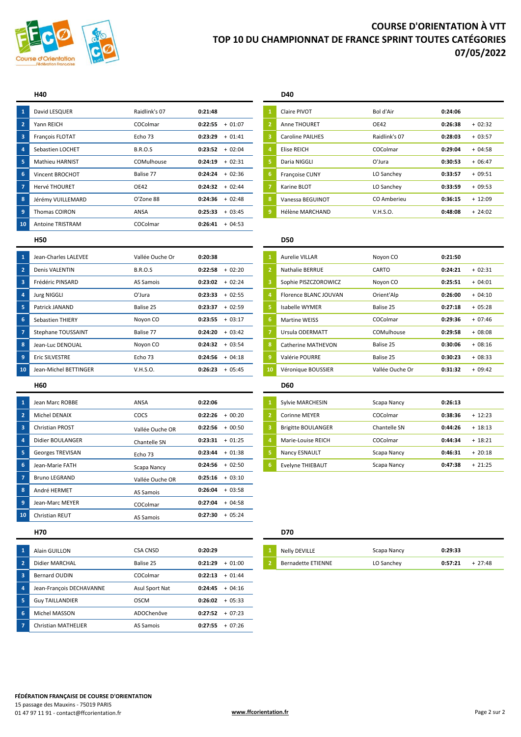# COURSE D'ORIENTATION À VTT
# TOP 10 DU CHAMPIONNAT DE FRANCE SPRINT TOUTES CATÉGORIES
# 07/05/2022

### H40

| | | | | |
|---|---|---|---|---|
| 1 | David LESQUER | Raidlink's 07 | **0:21:48** | |
| 2 | Yann REICH | COColmar | **0:22:55** | + 01:07 |
| 3 | François FLOTAT | Echo 73 | **0:23:29** | + 01:41 |
| 4 | Sebastien LOCHET | B.R.O.S | **0:23:52** | + 02:04 |
| 5 | Mathieu HARNIST | COMulhouse | **0:24:19** | + 02:31 |
| 6 | Vincent BROCHOT | Balise 77 | **0:24:24** | + 02:36 |
| 7 | Hervé THOURET | OE42 | **0:24:32** | + 02:44 |
| 8 | Jérémy VUILLEMARD | O'Zone 88 | **0:24:36** | + 02:48 |
| 9 | Thomas COIRON | ANSA | **0:25:33** | + 03:45 |
| 10 | Antoine TRISTRAM | COColmar | **0:26:41** | + 04:53 |

### D40

| | | | | |
|---|---|---|---|---|
| 1 | Claire PIVOT | Bol d'Air | **0:24:06** | |
| 2 | Anne THOURET | OE42 | **0:26:38** | + 02:32 |
| 3 | Caroline PAILHES | Raidlink's 07 | **0:28:03** | + 03:57 |
| 4 | Elise REICH | COColmar | **0:29:04** | + 04:58 |
| 5 | Daria NIGGLI | O'Jura | **0:30:53** | + 06:47 |
| 6 | Françoise CUNY | LO Sanchey | **0:33:57** | + 09:51 |
| 7 | Karine BLOT | LO Sanchey | **0:33:59** | + 09:53 |
| 8 | Vanessa BEGUINOT | CO Amberieu | **0:36:15** | + 12:09 |
| 9 | Hélène MARCHAND | V.H.S.O. | **0:48:08** | + 24:02 |

### H50

| | | | | |
|---|---|---|---|---|
| 1 | Jean-Charles LALEVEE | Vallée Ouche Or | **0:20:38** | |
| 2 | Denis VALENTIN | B.R.O.S | **0:22:58** | + 02:20 |
| 3 | Frédéric PINSARD | AS Samois | **0:23:02** | + 02:24 |
| 4 | Jurg NIGGLI | O'Jura | **0:23:33** | + 02:55 |
| 5 | Patrick JANAND | Balise 25 | **0:23:37** | + 02:59 |
| 6 | Sebastien THIERY | Noyon CO | **0:23:55** | + 03:17 |
| 7 | Stephane TOUSSAINT | Balise 77 | **0:24:20** | + 03:42 |
| 8 | Jean-Luc DENOUAL | Noyon CO | **0:24:32** | + 03:54 |
| 9 | Eric SILVESTRE | Echo 73 | **0:24:56** | + 04:18 |
| 10 | Jean-Michel BETTINGER | V.H.S.O. | **0:26:23** | + 05:45 |

### D50

| | | | | |
|---|---|---|---|---|
| 1 | Aurelie VILLAR | Noyon CO | **0:21:50** | |
| 2 | Nathalie BERRUE | CARTO | **0:24:21** | + 02:31 |
| 3 | Sophie PISZCZOROWICZ | Noyon CO | **0:25:51** | + 04:01 |
| 4 | Florence BLANC JOUVAN | Orient'Alp | **0:26:00** | + 04:10 |
| 5 | Isabelle WYMER | Balise 25 | **0:27:18** | + 05:28 |
| 6 | Martine WEISS | COColmar | **0:29:36** | + 07:46 |
| 7 | Ursula ODERMATT | COMulhouse | **0:29:58** | + 08:08 |
| 8 | Catherine MATHEVON | Balise 25 | **0:30:06** | + 08:16 |
| 9 | Valérie POURRE | Balise 25 | **0:30:23** | + 08:33 |
| 10 | Véronique BOUSSIER | Vallée Ouche Or | **0:31:32** | + 09:42 |

### H60

| | | | | |
|---|---|---|---|---|
| 1 | Jean Marc ROBBE | ANSA | **0:22:06** | |
| 2 | Michel DENAIX | COCS | **0:22:26** | + 00:20 |
| 3 | Christian PROST | Vallée Ouche OR | **0:22:56** | + 00:50 |
| 4 | Didier BOULANGER | Chantelle SN | **0:23:31** | + 01:25 |
| 5 | Georges TREVISAN | Echo 73 | **0:23:44** | + 01:38 |
| 6 | Jean-Marie FATH | Scapa Nancy | **0:24:56** | + 02:50 |
| 7 | Bruno LEGRAND | Vallée Ouche OR | **0:25:16** | + 03:10 |
| 8 | André HERMET | AS Samois | **0:26:04** | + 03:58 |
| 9 | Jean-Marc MEYER | COColmar | **0:27:04** | + 04:58 |
| 10 | Christian REUT | AS Samois | **0:27:30** | + 05:24 |

### D60

| | | | | |
|---|---|---|---|---|
| 1 | Sylvie MARCHESIN | Scapa Nancy | **0:26:13** | |
| 2 | Corinne MEYER | COColmar | **0:38:36** | + 12:23 |
| 3 | Brigitte BOULANGER | Chantelle SN | **0:44:26** | + 18:13 |
| 4 | Marie-Louise REICH | COColmar | **0:44:34** | + 18:21 |
| 5 | Nancy ESNAULT | Scapa Nancy | **0:46:31** | + 20:18 |
| 6 | Evelyne THIEBAUT | Scapa Nancy | **0:47:38** | + 21:25 |

### H70

| | | | | |
|---|---|---|---|---|
| 1 | Alain GUILLON | CSA CNSD | **0:20:29** | |
| 2 | Didier MARCHAL | Balise 25 | **0:21:29** | + 01:00 |
| 3 | Bernard OUDIN | COColmar | **0:22:13** | + 01:44 |
| 4 | Jean-François DECHAVANNE | Asul Sport Nat | **0:24:45** | + 04:16 |
| 5 | Guy TAILLANDIER | OSCM | **0:26:02** | + 05:33 |
| 6 | Michel MASSON | ADOChenôve | **0:27:52** | + 07:23 |
| 7 | Christian MATHELIER | AS Samois | **0:27:55** | + 07:26 |

### D70

| | | | | |
|---|---|---|---|---|
| 1 | Nelly DEVILLE | Scapa Nancy | **0:29:33** | |
| 2 | Bernadette ETIENNE | LO Sanchey | **0:57:21** | + 27:48 |

**FÉDÉRATION FRANÇAISE DE COURSE D'ORIENTATION**
15 passage des Mauxins - 75019 PARIS
01 47 97 11 91 - contact@ffcorientation.fr

**www.ffcorientation.fr**